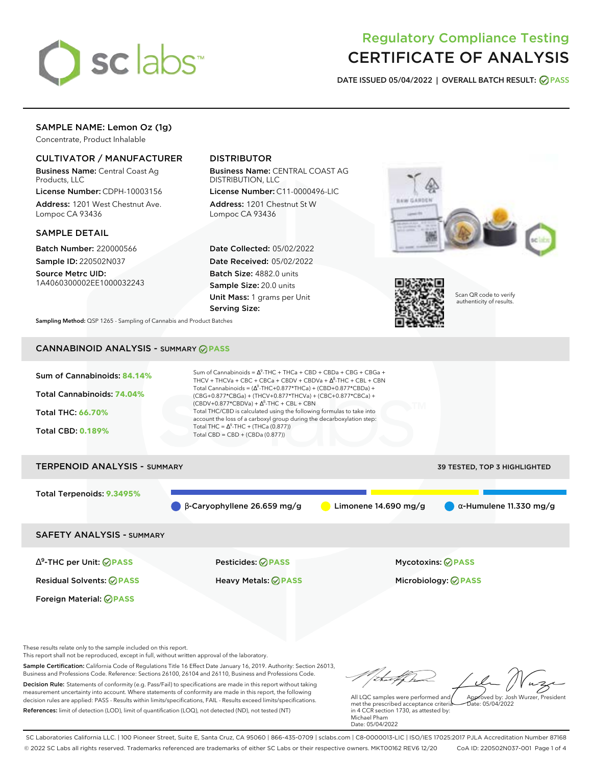# Regulatory Compliance Testing
# CERTIFICATE OF ANALYSIS

**DATE ISSUED 05/04/2022 | OVERALL BATCH RESULT: PASS**

## SAMPLE NAME: Lemon Oz (1g)

Concentrate, Product Inhalable

### CULTIVATOR / MANUFACTURER

**Business Name:** Central Coast Ag Products, LLC

**License Number:** CDPH-10003156

**Address:** 1201 West Chestnut Ave. Lompoc CA 93436

### DISTRIBUTOR

**Business Name:** CENTRAL COAST AG DISTRIBUTION, LLC

**License Number:** C11-0000496-LIC

**Address:** 1201 Chestnut St W Lompoc CA 93436

### SAMPLE DETAIL

**Batch Number:** 220000566

**Sample ID:** 220502N037

**Source Metrc UID:** 1A4060300002EE1000032243

**Date Collected:** 05/02/2022

**Date Received:** 05/02/2022

**Batch Size:** 4882.0 units

**Sample Size:** 20.0 units

**Unit Mass:** 1 grams per Unit

**Serving Size:**

Scan QR code to verify authenticity of results.

**Sampling Method:** QSP 1265 - Sampling of Cannabis and Product Batches

## CANNABINOID ANALYSIS - SUMMARY PASS

**Sum of Cannabinoids: 84.14%**

**Total Cannabinoids: 74.04%**

**Total THC: 66.70%**

**Total CBD: 0.189%**

Sum of Cannabinoids = Δ⁹-THC + THCa + CBD + CBDa + CBG + CBGa + THCV + THCVa + CBC + CBCa + CBDV + CBDVa + Δ⁸-THC + CBL + CBN

Total Cannabinoids = (Δ⁹-THC+0.877*THCa) + (CBD+0.877*CBDa) + (CBG+0.877*CBGa) + (THCV+0.877*THCVa) + (CBC+0.877*CBCa) + (CBDV+0.877*CBDVa) + Δ⁸-THC + CBL + CBN

Total THC/CBD is calculated using the following formulas to take into account the loss of a carboxyl group during the decarboxylation step:

Total THC = Δ⁹-THC + (THCa (0.877))

Total CBD = CBD + (CBDa (0.877))

## TERPENOID ANALYSIS - SUMMARY

39 TESTED, TOP 3 HIGHLIGHTED

**Total Terpenoids: 9.3495%**

- β-Caryophyllene 26.659 mg/g
- Limonene 14.690 mg/g
- α-Humulene 11.330 mg/g

## SAFETY ANALYSIS - SUMMARY

| | | |
|---|---|---|
| Δ⁹-THC per Unit: PASS | Pesticides: PASS | Mycotoxins: PASS |
| Residual Solvents: PASS | Heavy Metals: PASS | Microbiology: PASS |
| Foreign Material: PASS | | |

These results relate only to the sample included on this report.
This report shall not be reproduced, except in full, without written approval of the laboratory.

**Sample Certification:** California Code of Regulations Title 16 Effect Date January 16, 2019. Authority: Section 26013, Business and Professions Code. Reference: Sections 26100, 26104 and 26110, Business and Professions Code.

**Decision Rule:** Statements of conformity (e.g. Pass/Fail) to specifications are made in this report without taking measurement uncertainty into account. Where statements of conformity are made in this report, the following decision rules are applied: PASS - Results within limits/specifications, FAIL - Results exceed limits/specifications.

**References:** limit of detection (LOD), limit of quantification (LOQ), not detected (ND), not tested (NT)

All LQC samples were performed and met the prescribed acceptance criteria in 4 CCR section 1730, as attested by: Michael Pham
Date: 05/04/2022

Approved by: Josh Wurzer, President
Date: 05/04/2022

SC Laboratories California LLC. | 100 Pioneer Street, Suite E, Santa Cruz, CA 95060 | 866-435-0709 | sclabs.com | C8-0000013-LIC | ISO/IES 17025:2017 PJLA Accreditation Number 87168
© 2022 SC Labs all rights reserved. Trademarks referenced are trademarks of either SC Labs or their respective owners. MKT00162 REV6 12/20 CoA ID: 220502N037-001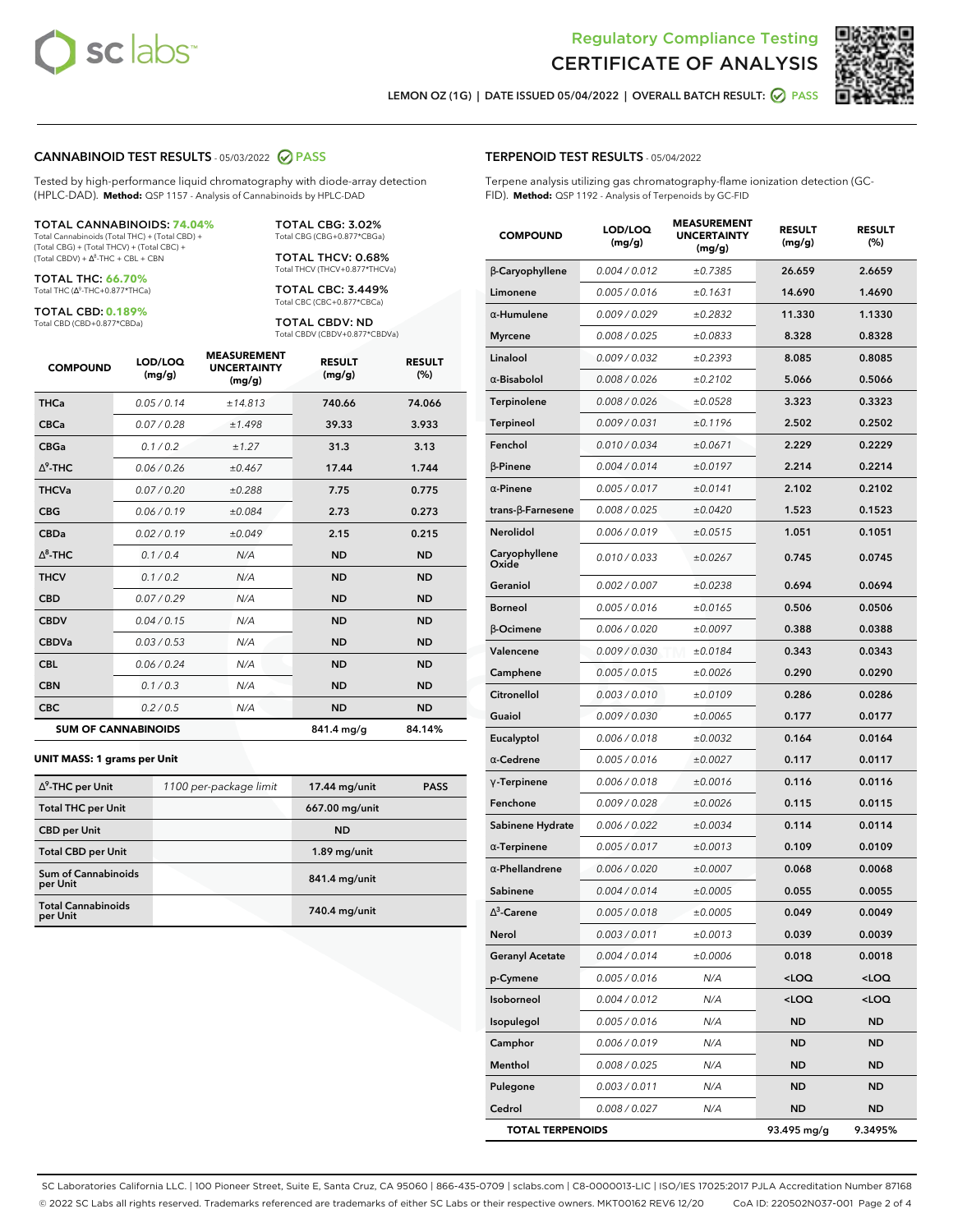Regulatory Compliance Testing
# CERTIFICATE OF ANALYSIS

LEMON OZ (1G) | DATE ISSUED 05/04/2022 | OVERALL BATCH RESULT: PASS

## CANNABINOID TEST RESULTS - 05/03/2022 PASS

Tested by high-performance liquid chromatography with diode-array detection (HPLC-DAD). **Method:** QSP 1157 - Analysis of Cannabinoids by HPLC-DAD

**TOTAL CANNABINOIDS: 74.04%**
Total Cannabinoids (Total THC) + (Total CBD) + (Total CBG) + (Total THCV) + (Total CBC) + (Total CBDV) + $\Delta^8$-THC + CBL + CBN

**TOTAL THC: 66.70%**
Total THC ($\Delta^9$-THC+0.877*THCa)

**TOTAL CBD: 0.189%**
Total CBD (CBD+0.877*CBDa)

**TOTAL CBG: 3.02%**
Total CBG (CBG+0.877*CBGa)

**TOTAL THCV: 0.68%**
Total THCV (THCV+0.877*THCVa)

**TOTAL CBC: 3.449%**
Total CBC (CBC+0.877*CBCa)

**TOTAL CBDV: ND**
Total CBDV (CBDV+0.877*CBDVa)

| COMPOUND | LOD/LOQ (mg/g) | MEASUREMENT UNCERTAINTY (mg/g) | RESULT (mg/g) | RESULT (%) |
|---|---|---|---|---|
| THCa | 0.05 / 0.14 | ±14.813 | 740.66 | 74.066 |
| CBCa | 0.07 / 0.28 | ±1.498 | 39.33 | 3.933 |
| CBGa | 0.1 / 0.2 | ±1.27 | 31.3 | 3.13 |
| $\Delta^9$-THC | 0.06 / 0.26 | ±0.467 | 17.44 | 1.744 |
| THCVa | 0.07 / 0.20 | ±0.288 | 7.75 | 0.775 |
| CBG | 0.06 / 0.19 | ±0.084 | 2.73 | 0.273 |
| CBDa | 0.02 / 0.19 | ±0.049 | 2.15 | 0.215 |
| $\Delta^8$-THC | 0.1 / 0.4 | N/A | ND | ND |
| THCV | 0.1 / 0.2 | N/A | ND | ND |
| CBD | 0.07 / 0.29 | N/A | ND | ND |
| CBDV | 0.04 / 0.15 | N/A | ND | ND |
| CBDVa | 0.03 / 0.53 | N/A | ND | ND |
| CBL | 0.06 / 0.24 | N/A | ND | ND |
| CBN | 0.1 / 0.3 | N/A | ND | ND |
| CBC | 0.2 / 0.5 | N/A | ND | ND |
| **SUM OF CANNABINOIDS** | | | **841.4 mg/g** | **84.14%** |

**UNIT MASS: 1 grams per Unit**

| | | | |
|---|---|---|---|
| $\Delta^9$-THC per Unit | 1100 per-package limit | 17.44 mg/unit | PASS |
| Total THC per Unit | | 667.00 mg/unit | |
| CBD per Unit | | ND | |
| Total CBD per Unit | | 1.89 mg/unit | |
| Sum of Cannabinoids per Unit | | 841.4 mg/unit | |
| Total Cannabinoids per Unit | | 740.4 mg/unit | |

## TERPENOID TEST RESULTS - 05/04/2022

Terpene analysis utilizing gas chromatography-flame ionization detection (GC-FID). **Method:** QSP 1192 - Analysis of Terpenoids by GC-FID

| COMPOUND | LOD/LOQ (mg/g) | MEASUREMENT UNCERTAINTY (mg/g) | RESULT (mg/g) | RESULT (%) |
|---|---|---|---|---|
| β-Caryophyllene | 0.004 / 0.012 | ±0.7385 | 26.659 | 2.6659 |
| Limonene | 0.005 / 0.016 | ±0.1631 | 14.690 | 1.4690 |
| α-Humulene | 0.009 / 0.029 | ±0.2832 | 11.330 | 1.1330 |
| Myrcene | 0.008 / 0.025 | ±0.0833 | 8.328 | 0.8328 |
| Linalool | 0.009 / 0.032 | ±0.2393 | 8.085 | 0.8085 |
| α-Bisabolol | 0.008 / 0.026 | ±0.2102 | 5.066 | 0.5066 |
| Terpinolene | 0.008 / 0.026 | ±0.0528 | 3.323 | 0.3323 |
| Terpineol | 0.009 / 0.031 | ±0.1196 | 2.502 | 0.2502 |
| Fenchol | 0.010 / 0.034 | ±0.0671 | 2.229 | 0.2229 |
| β-Pinene | 0.004 / 0.014 | ±0.0197 | 2.214 | 0.2214 |
| α-Pinene | 0.005 / 0.017 | ±0.0141 | 2.102 | 0.2102 |
| trans-β-Farnesene | 0.008 / 0.025 | ±0.0420 | 1.523 | 0.1523 |
| Nerolidol | 0.006 / 0.019 | ±0.0515 | 1.051 | 0.1051 |
| Caryophyllene Oxide | 0.010 / 0.033 | ±0.0267 | 0.745 | 0.0745 |
| Geraniol | 0.002 / 0.007 | ±0.0238 | 0.694 | 0.0694 |
| Borneol | 0.005 / 0.016 | ±0.0165 | 0.506 | 0.0506 |
| β-Ocimene | 0.006 / 0.020 | ±0.0097 | 0.388 | 0.0388 |
| Valencene | 0.009 / 0.030 | ±0.0184 | 0.343 | 0.0343 |
| Camphene | 0.005 / 0.015 | ±0.0026 | 0.290 | 0.0290 |
| Citronellol | 0.003 / 0.010 | ±0.0109 | 0.286 | 0.0286 |
| Guaiol | 0.009 / 0.030 | ±0.0065 | 0.177 | 0.0177 |
| Eucalyptol | 0.006 / 0.018 | ±0.0032 | 0.164 | 0.0164 |
| α-Cedrene | 0.005 / 0.016 | ±0.0027 | 0.117 | 0.0117 |
| γ-Terpinene | 0.006 / 0.018 | ±0.0016 | 0.116 | 0.0116 |
| Fenchone | 0.009 / 0.028 | ±0.0026 | 0.115 | 0.0115 |
| Sabinene Hydrate | 0.006 / 0.022 | ±0.0034 | 0.114 | 0.0114 |
| α-Terpinene | 0.005 / 0.017 | ±0.0013 | 0.109 | 0.0109 |
| α-Phellandrene | 0.006 / 0.020 | ±0.0007 | 0.068 | 0.0068 |
| Sabinene | 0.004 / 0.014 | ±0.0005 | 0.055 | 0.0055 |
| $\Delta^3$-Carene | 0.005 / 0.018 | ±0.0005 | 0.049 | 0.0049 |
| Nerol | 0.003 / 0.011 | ±0.0013 | 0.039 | 0.0039 |
| Geranyl Acetate | 0.004 / 0.014 | ±0.0006 | 0.018 | 0.0018 |
| p-Cymene | 0.005 / 0.016 | N/A | <LOQ | <LOQ |
| Isoborneol | 0.004 / 0.012 | N/A | <LOQ | <LOQ |
| Isopulegol | 0.005 / 0.016 | N/A | ND | ND |
| Camphor | 0.006 / 0.019 | N/A | ND | ND |
| Menthol | 0.008 / 0.025 | N/A | ND | ND |
| Pulegone | 0.003 / 0.011 | N/A | ND | ND |
| Cedrol | 0.008 / 0.027 | N/A | ND | ND |
| **TOTAL TERPENOIDS** | | | **93.495 mg/g** | **9.3495%** |

SC Laboratories California LLC. | 100 Pioneer Street, Suite E, Santa Cruz, CA 95060 | 866-435-0709 | sclabs.com | C8-0000013-LIC | ISO/IES 17025:2017 PJLA Accreditation Number 87168
© 2022 SC Labs all rights reserved. Trademarks referenced are trademarks of either SC Labs or their respective owners. MKT00162 REV6 12/20 CoA ID: 220502N037-001